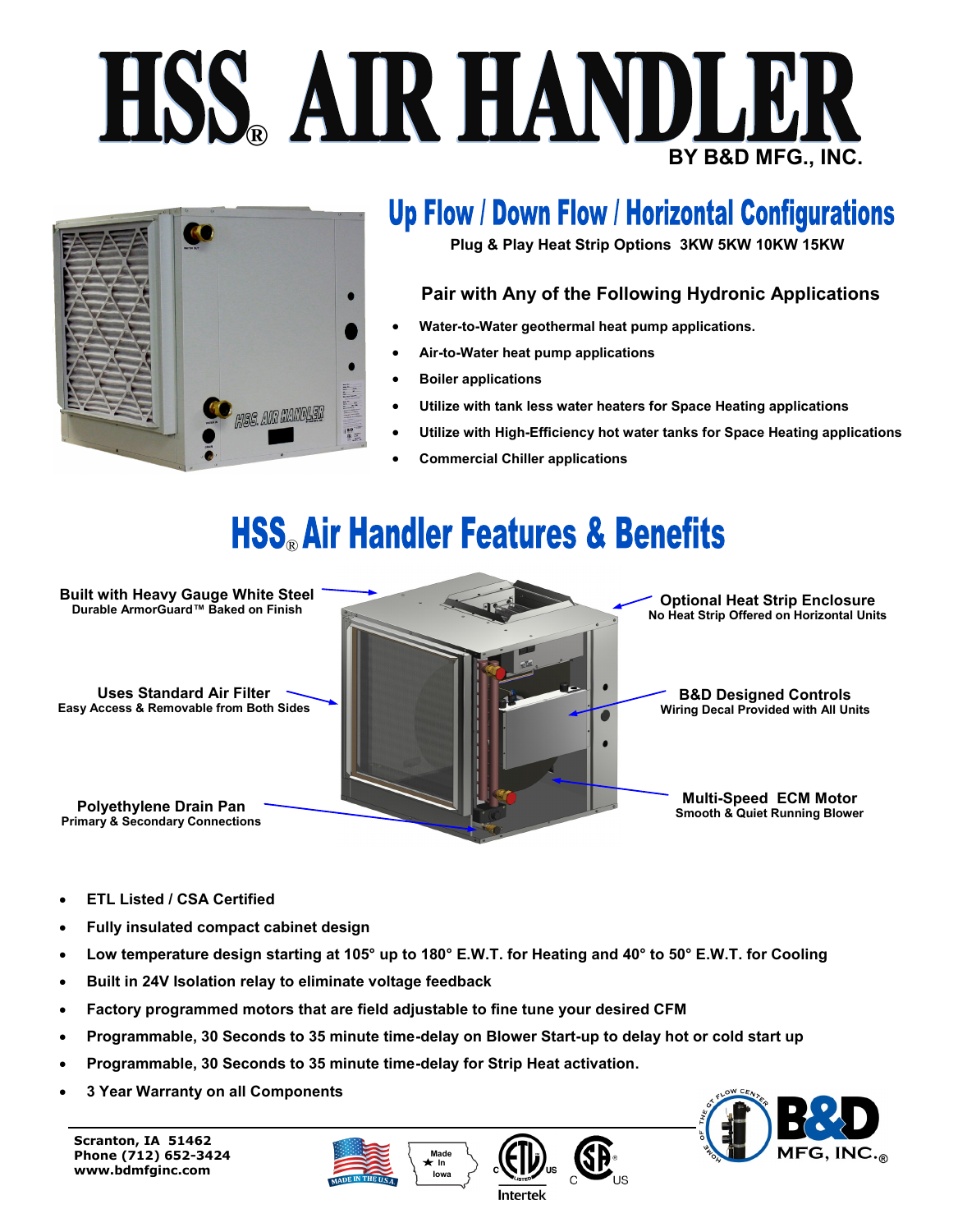# HSS® AIR HANDLER

BY B&D MFG., INC.

## Up Flow / Down Flow / Horizontal Configurations

**Plug & Play Heat Strip Options 3KW 5KW 10KW 15KW**

### Pair with Any of the Following Hydronic Applications

- **Water-to-Water geothermal heat pump applications.**
- **Air-to-Water heat pump applications**
- **Boiler applications**
- **Utilize with tank less water heaters for Space Heating applications**
- **Utilize with High-Efficiency hot water tanks for Space Heating applications**
- **Commercial Chiller applications**

## HSS® Air Handler Features & Benefits

**Built with Heavy Gauge White Steel**
Durable ArmorGuard™ Baked on Finish

**Uses Standard Air Filter**
Easy Access & Removable from Both Sides

**Polyethylene Drain Pan**
Primary & Secondary Connections

**Optional Heat Strip Enclosure**
No Heat Strip Offered on Horizontal Units

**B&D Designed Controls**
Wiring Decal Provided with All Units

**Multi-Speed ECM Motor**
Smooth & Quiet Running Blower

- **ETL Listed / CSA Certified**
- **Fully insulated compact cabinet design**
- **Low temperature design starting at 105° up to 180° E.W.T. for Heating and 40° to 50° E.W.T. for Cooling**
- **Built in 24V Isolation relay to eliminate voltage feedback**
- **Factory programmed motors that are field adjustable to fine tune your desired CFM**
- **Programmable, 30 Seconds to 35 minute time-delay on Blower Start-up to delay hot or cold start up**
- **Programmable, 30 Seconds to 35 minute time-delay for Strip Heat activation.**
- **3 Year Warranty on all Components**

**Scranton, IA 51462**
**Phone (712) 652-3424**
**www.bdmfginc.com**

MADE IN THE U.S.A. | Made In Iowa | Intertek | B&D MFG, INC.®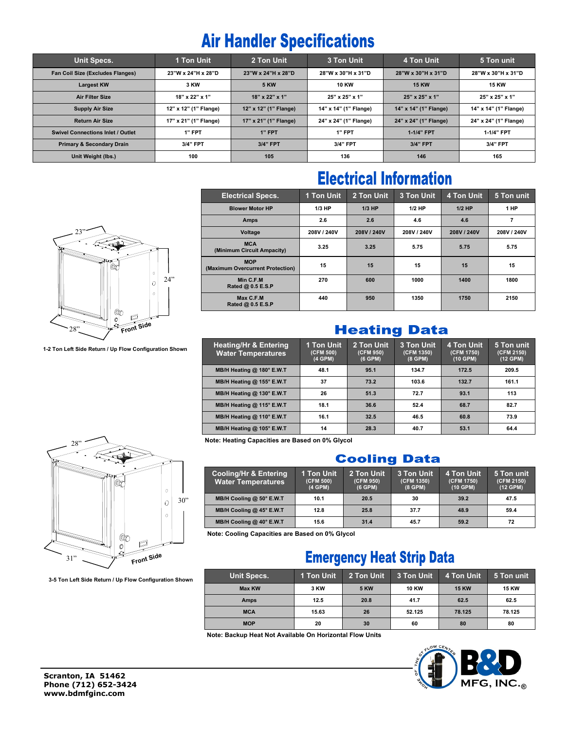# Air Handler Specifications

| Unit Specs. | 1 Ton Unit | 2 Ton Unit | 3 Ton Unit | 4 Ton Unit | 5 Ton unit |
|---|---|---|---|---|---|
| Fan Coil Size (Excludes Flanges) | 23"W x 24"H x 28"D | 23"W x 24"H x 28"D | 28"W x 30"H x 31"D | 28"W x 30"H x 31"D | 28"W x 30"H x 31"D |
| Largest KW | 3 KW | 5 KW | 10 KW | 15 KW | 15 KW |
| Air Filter Size | 18" x 22" x 1" | 18" x 22" x 1" | 25" x 25" x 1" | 25" x 25" x 1" | 25" x 25" x 1" |
| Supply Air Size | 12" x 12" (1" Flange) | 12" x 12" (1" Flange) | 14" x 14" (1" Flange) | 14" x 14" (1" Flange) | 14" x 14" (1" Flange) |
| Return Air Size | 17" x 21" (1" Flange) | 17" x 21" (1" Flange) | 24" x 24" (1" Flange) | 24" x 24" (1" Flange) | 24" x 24" (1" Flange) |
| Swivel Connections Inlet / Outlet | 1" FPT | 1" FPT | 1" FPT | 1-1/4" FPT | 1-1/4" FPT |
| Primary & Secondary Drain | 3/4" FPT | 3/4" FPT | 3/4" FPT | 3/4" FPT | 3/4" FPT |
| Unit Weight (lbs.) | 100 | 105 | 136 | 146 | 165 |

23"
24"
28"
Front Side

1-2 Ton Left Side Return / Up Flow Configuration Shown

# Electrical Information

| Electrical Specs. | 1 Ton Unit | 2 Ton Unit | 3 Ton Unit | 4 Ton Unit | 5 Ton unit |
|---|---|---|---|---|---|
| Blower Motor HP | 1/3 HP | 1/3 HP | 1/2 HP | 1/2 HP | 1 HP |
| Amps | 2.6 | 2.6 | 4.6 | 4.6 | 7 |
| Voltage | 208V / 240V | 208V / 240V | 208V / 240V | 208V / 240V | 208V / 240V |
| MCA (Minimum Circuit Ampacity) | 3.25 | 3.25 | 5.75 | 5.75 | 5.75 |
| MOP (Maximum Overcurrent Protection) | 15 | 15 | 15 | 15 | 15 |
| Min C.F.M Rated @ 0.5 E.S.P | 270 | 600 | 1000 | 1400 | 1800 |
| Max C.F.M Rated @ 0.5 E.S.P | 440 | 950 | 1350 | 1750 | 2150 |

# Heating Data

| Heating/Hr & Entering Water Temperatures | 1 Ton Unit (CFM 500) (4 GPM) | 2 Ton Unit (CFM 950) (6 GPM) | 3 Ton Unit (CFM 1350) (8 GPM) | 4 Ton Unit (CFM 1750) (10 GPM) | 5 Ton unit (CFM 2150) (12 GPM) |
|---|---|---|---|---|---|
| MB/H Heating @ 180° E.W.T | 48.1 | 95.1 | 134.7 | 172.5 | 209.5 |
| MB/H Heating @ 155° E.W.T | 37 | 73.2 | 103.6 | 132.7 | 161.1 |
| MB/H Heating @ 130° E.W.T | 26 | 51.3 | 72.7 | 93.1 | 113 |
| MB/H Heating @ 115° E.W.T | 18.1 | 36.6 | 52.4 | 68.7 | 82.7 |
| MB/H Heating @ 110° E.W.T | 16.1 | 32.5 | 46.5 | 60.8 | 73.9 |
| MB/H Heating @ 105° E.W.T | 14 | 28.3 | 40.7 | 53.1 | 64.4 |

**Note: Heating Capacities are Based on 0% Glycol**

28"
30"
31"
Front Side

3-5 Ton Left Side Return / Up Flow Configuration Shown

# Cooling Data

| Cooling/Hr & Entering Water Temperatures | 1 Ton Unit (CFM 500) (4 GPM) | 2 Ton Unit (CFM 950) (6 GPM) | 3 Ton Unit (CFM 1350) (8 GPM) | 4 Ton Unit (CFM 1750) (10 GPM) | 5 Ton unit (CFM 2150) (12 GPM) |
|---|---|---|---|---|---|
| MB/H Cooling @ 50° E.W.T | 10.1 | 20.5 | 30 | 39.2 | 47.5 |
| MB/H Cooling @ 45° E.W.T | 12.8 | 25.8 | 37.7 | 48.9 | 59.4 |
| MB/H Cooling @ 40° E.W.T | 15.6 | 31.4 | 45.7 | 59.2 | 72 |

**Note: Cooling Capacities are Based on 0% Glycol**

# Emergency Heat Strip Data

| Unit Specs. | 1 Ton Unit | 2 Ton Unit | 3 Ton Unit | 4 Ton Unit | 5 Ton unit |
|---|---|---|---|---|---|
| Max KW | 3 KW | 5 KW | 10 KW | 15 KW | 15 KW |
| Amps | 12.5 | 20.8 | 41.7 | 62.5 | 62.5 |
| MCA | 15.63 | 26 | 52.125 | 78.125 | 78.125 |
| MOP | 20 | 30 | 60 | 80 | 80 |

**Note: Backup Heat Not Available On Horizontal Flow Units**

**Scranton, IA 51462**
**Phone (712) 652-3424**
**www.bdmfginc.com**

HOME OF THE GT FLOW CENTER
B&D MFG, INC.®